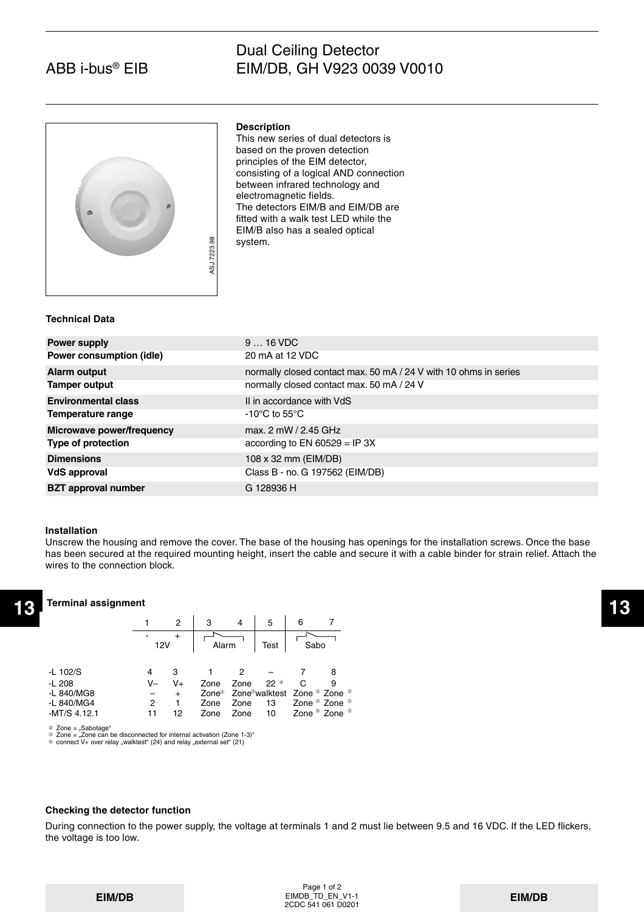# ABB i-bus® EIB

# Dual Ceiling Detector EIM/DB, GH V923 0039 V0010

ASJ 7223.98

**Description**

This new series of dual detectors is based on the proven detection principles of the EIM detector, consisting of a logical AND connection between infrared technology and electromagnetic fields.
The detectors EIM/B and EIM/DB are fitted with a walk test LED while the EIM/B also has a sealed optical system.

**Technical Data**

| | |
|---|---|
| **Power supply** | 9 … 16 VDC |
| **Power consumption (idle)** | 20 mA at 12 VDC |
| **Alarm output** | normally closed contact max. 50 mA / 24 V with 10 ohms in series |
| **Tamper output** | normally closed contact max. 50 mA / 24 V |
| **Environmental class** | II in accordance with VdS |
| **Temperature range** | -10°C to 55°C |
| **Microwave power/frequency** | max. 2 mW / 2.45 GHz |
| **Type of protection** | according to EN 60529 = IP 3X |
| **Dimensions** | 108 x 32 mm (EIM/DB) |
| **VdS approval** | Class B - no. G 197562 (EIM/DB) |
| **BZT approval number** | G 128936 H |

**Installation**

Unscrew the housing and remove the cover. The base of the housing has openings for the installation screws. Once the base has been secured at the required mounting height, insert the cable and secure it with a cable binder for strain relief. Attach the wires to the connection block.

**Terminal assignment**

| | 1 | 2 | 3 | 4 | 5 | 6 | 7 |
|---|---|---|---|---|---|---|---|
| | - | + | | | | | |
| | 12V | | Alarm | | Test | Sabo | |
| -L 102/S | 4 | 3 | 1 | 2 | – | 7 | 8 |
| -L 208 | V– | V+ | Zone | Zone | 22 [4] | C | 9 |
| -L 840/MG8 | – | + | Zone[3] | Zone[3] | walktest | Zone [2] | Zone [2] |
| -L 840/MG4 | 2 | 1 | Zone | Zone | 13 | Zone [2] | Zone [2] |
| -MT/S 4.12.1 | 11 | 12 | Zone | Zone | 10 | Zone [2] | Zone [2] |

[2] Zone = „Sabotage“
[3] Zone = „Zone can be disconnected for internal activation (Zone 1-3)“
[4] connect V+ over relay „walktest“ (24) and relay „external set“ (21)

**Checking the detector function**

During connection to the power supply, the voltage at terminals 1 and 2 must lie between 9.5 and 16 VDC. If the LED flickers, the voltage is too low.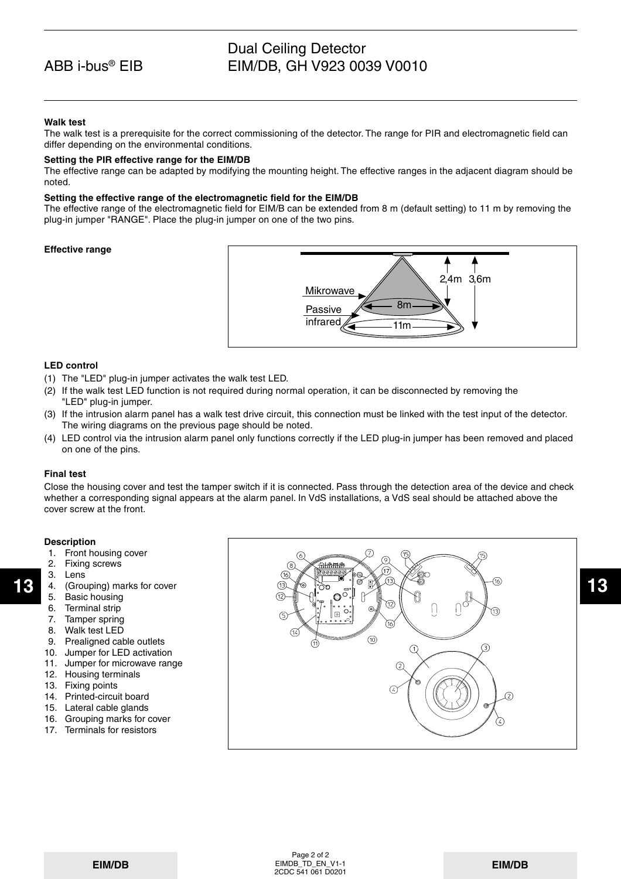### Walk test

The walk test is a prerequisite for the correct commissioning of the detector. The range for PIR and electromagnetic field can differ depending on the environmental conditions.

**Setting the PIR effective range for the EIM/DB**

The effective range can be adapted by modifying the mounting height. The effective ranges in the adjacent diagram should be noted.

**Setting the effective range of the electromagnetic field for the EIM/DB**

The effective range of the electromagnetic field for EIM/B can be extended from 8 m (default setting) to 11 m by removing the plug-in jumper "RANGE". Place the plug-in jumper on one of the two pins.

### Effective range

Mikrowave
Passive infrared
8m
11m
2,4m
3,6m

### LED control

(1) The "LED" plug-in jumper activates the walk test LED.
(2) If the walk test LED function is not required during normal operation, it can be disconnected by removing the "LED" plug-in jumper.
(3) If the intrusion alarm panel has a walk test drive circuit, this connection must be linked with the test input of the detector. The wiring diagrams on the previous page should be noted.
(4) LED control via the intrusion alarm panel only functions correctly if the LED plug-in jumper has been removed and placed on one of the pins.

### Final test

Close the housing cover and test the tamper switch if it is connected. Pass through the detection area of the device and check whether a corresponding signal appears at the alarm panel. In VdS installations, a VdS seal should be attached above the cover screw at the front.

### Description

1. Front housing cover
2. Fixing screws
3. Lens
4. (Grouping) marks for cover
5. Basic housing
6. Terminal strip
7. Tamper spring
8. Walk test LED
9. Prealigned cable outlets
10. Jumper for LED activation
11. Jumper for microwave range
12. Housing terminals
13. Fixing points
14. Printed-circuit board
15. Lateral cable glands
16. Grouping marks for cover
17. Terminals for resistors